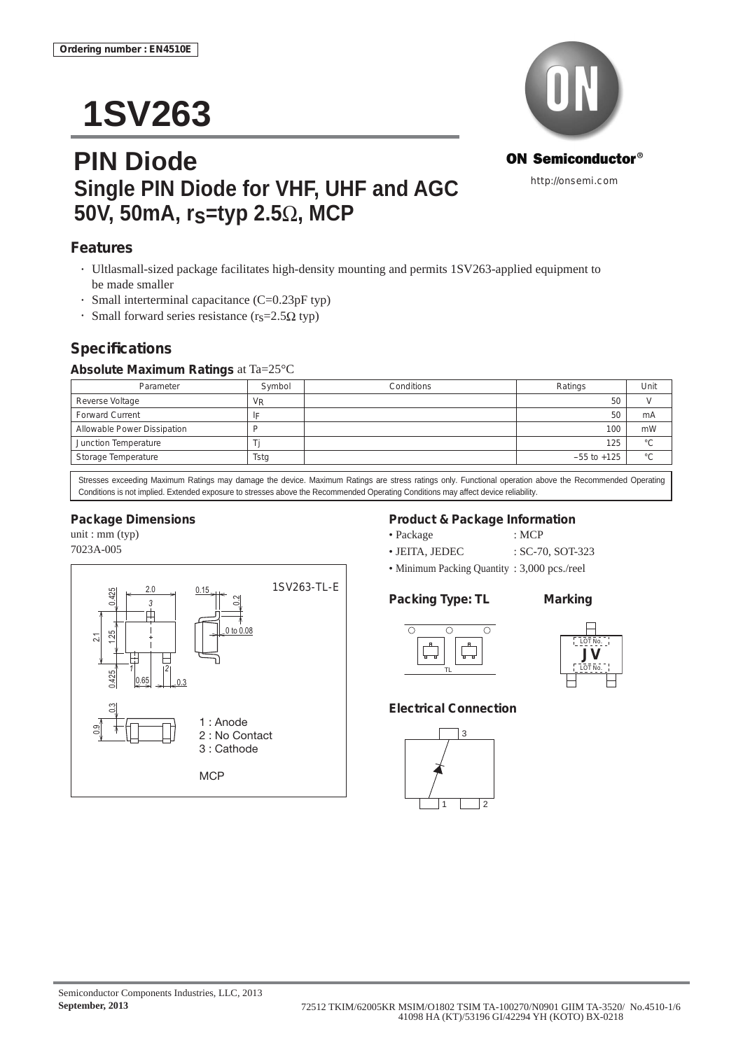Ordering number : EN4510E

# 1SV263

ON Semiconductor®

http://onsemi.com

## PIN Diode

### Single PIN Diode for VHF, UHF and AGC 50V, 50mA, $r_S$=typ 2.5Ω, MCP

## Features

- Ultlasmall-sized package facilitates high-density mounting and permits 1SV263-applied equipment to be made smaller
- Small interterminal capacitance (C=0.23pF typ)
- Small forward series resistance ($r_S$=2.5Ω typ)

## Specifications

### Absolute Maximum Ratings at Ta=25°C

| Parameter | Symbol | Conditions | Ratings | Unit |
|---|---|---|---|---|
| Reverse Voltage | $V_R$ | | 50 | V |
| Forward Current | $I_F$ | | 50 | mA |
| Allowable Power Dissipation | P | | 100 | mW |
| Junction Temperature | Tj | | 125 | °C |
| Storage Temperature | Tstg | | −55 to +125 | °C |

Stresses exceeding Maximum Ratings may damage the device. Maximum Ratings are stress ratings only. Functional operation above the Recommended Operating Conditions is not implied. Extended exposure to stresses above the Recommended Operating Conditions may affect device reliability.

### Package Dimensions

unit : mm (typ)

7023A-005

1SV263-TL-E

1 : Anode
2 : No Contact
3 : Cathode

MCP

### Product & Package Information

- Package : MCP
- JEITA, JEDEC : SC-70, SOT-323
- Minimum Packing Quantity : 3,000 pcs./reel

### Packing Type: TL

### Marking

JV

### Electrical Connection

Semiconductor Components Industries, LLC, 2013
**September, 2013**

72512 TKIM/62005KR MSIM/O1802 TSIM TA-100270/N0901 GIIM TA-3520/ No.4510-1/6
41098 HA (KT)/53196 GI/42294 YH (KOTO) BX-0218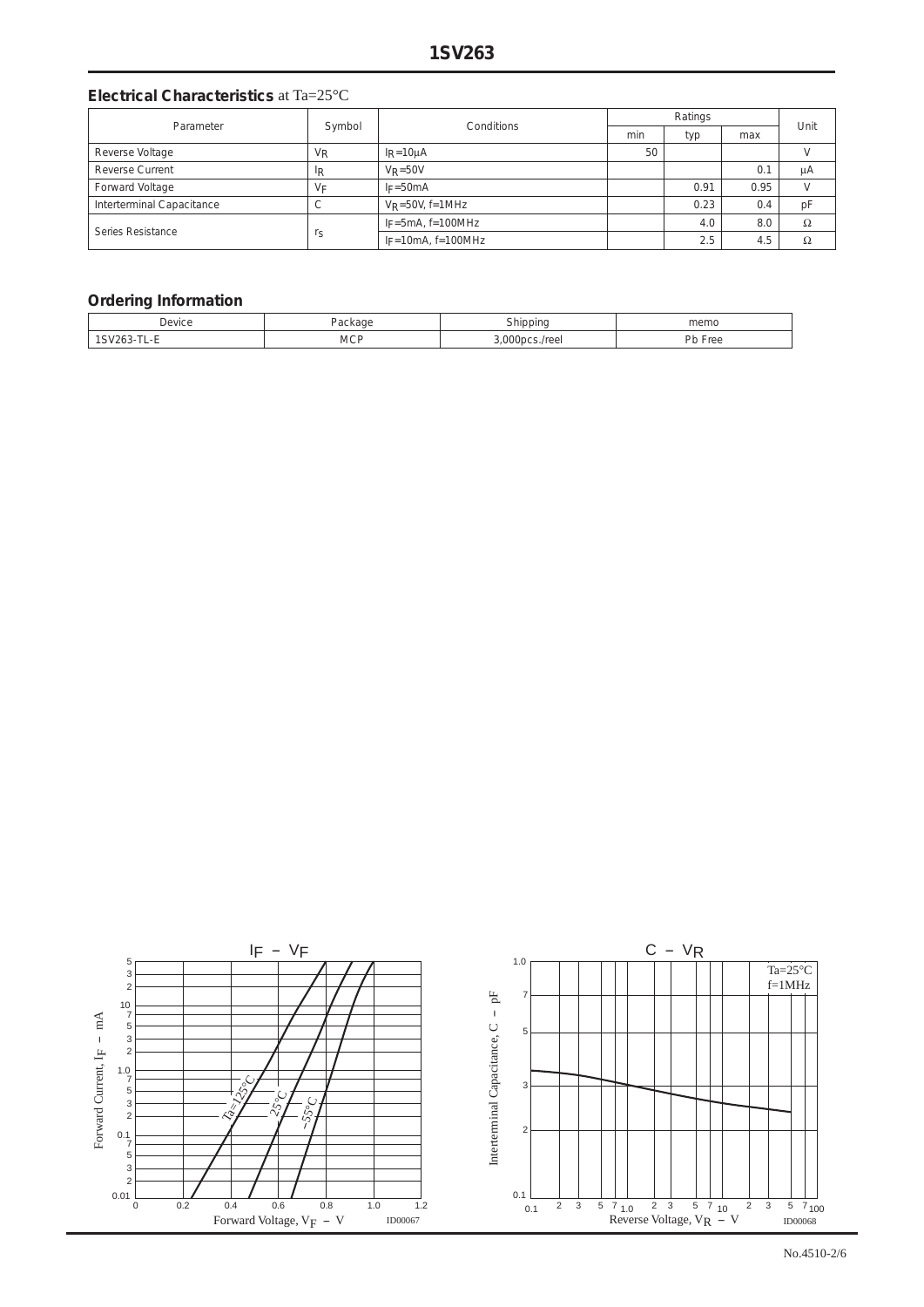## Electrical Characteristics at Ta=25°C

| Parameter | Symbol | Conditions | Ratings | | | Unit |
|---|---|---|---|---|---|---|
| | | | min | typ | max | |
| Reverse Voltage | $V_R$ | $I_R$=10μA | 50 | | | V |
| Reverse Current | $I_R$ | $V_R$=50V | | | 0.1 | μA |
| Forward Voltage | $V_F$ | $I_F$=50mA | | 0.91 | 0.95 | V |
| Interterminal Capacitance | C | $V_R$=50V, f=1MHz | | 0.23 | 0.4 | pF |
| Series Resistance | $r_S$ | $I_F$=5mA, f=100MHz | | 4.0 | 8.0 | Ω |
| | | $I_F$=10mA, f=100MHz | | 2.5 | 4.5 | Ω |

## Ordering Information

| Device | Package | Shipping | memo |
|---|---|---|---|
| 1SV263-TL-E | MCP | 3,000pcs./reel | Pb Free |

$I_F$ – $V_F$

Forward Current, $I_F$ – mA

Forward Voltage, $V_F$ – V

Ta=125°C, 25°C, –55°C

ID00067

C – $V_R$

Interterminal Capaciance, C – pF

Reverse Voltage, $V_R$ – V

Ta=25°C
f=1MHz

ID00068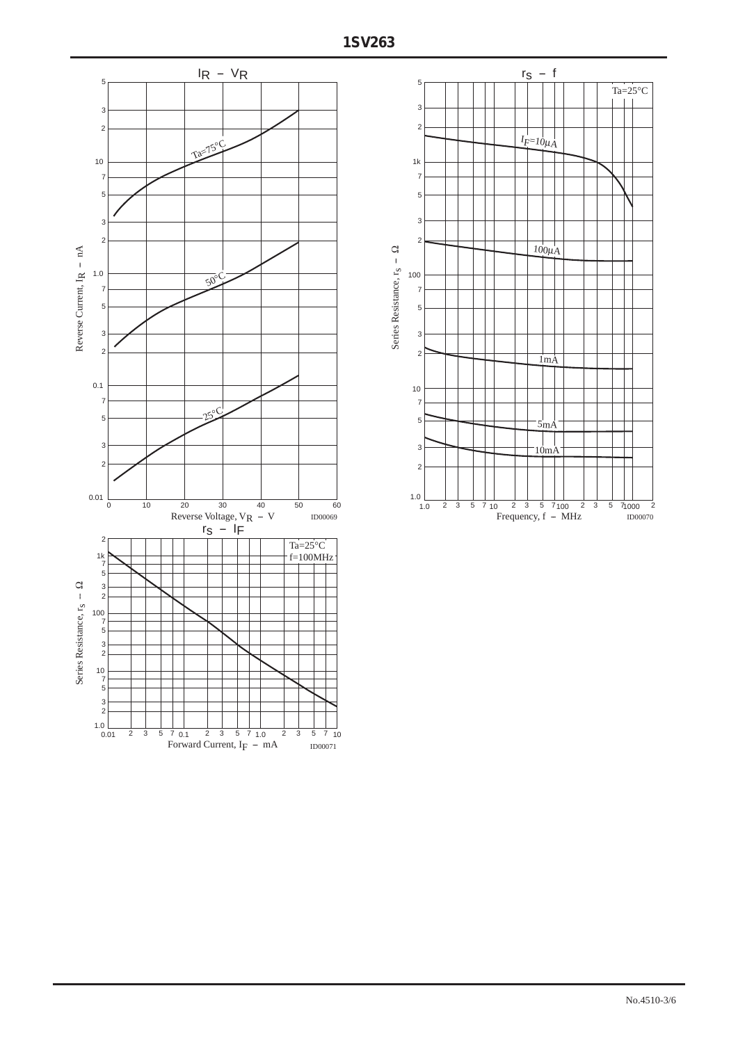## $I_R$ – $V_R$

Ta=75°C

50°C

25°C

Reverse Current, $I_R$ – nA

Reverse Voltage, $V_R$ – V

ID00069

## $r_S$ – f

Ta=25°C

$I_F$=10μA

100μA

1mA

5mA

10mA

Series Resistance, $r_S$ – Ω

Frequency, f – MHz

ID00070

## $r_S$ – $I_F$

Ta=25°C
f=100MHz

Series Resistance, $r_S$ – Ω

Forward Current, $I_F$ – mA

ID00071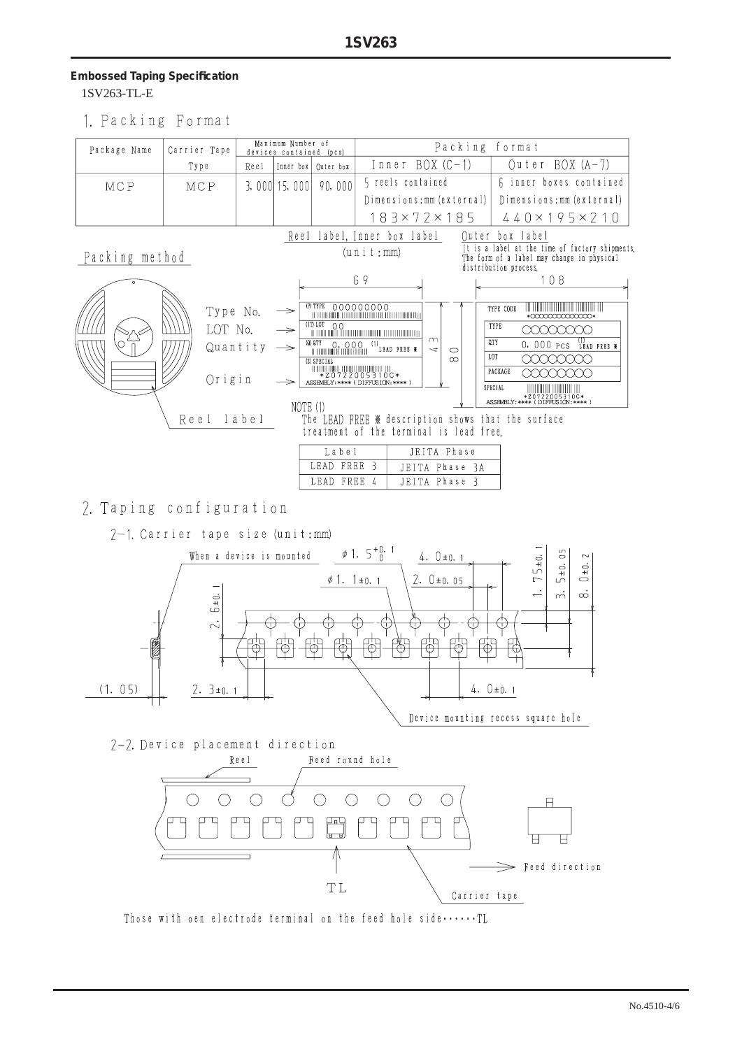**Embossed Taping Specification**

1SV263-TL-E

## 1. Packing Format

| Package Name | Carrier Tape | Maximum Number of devices contained (pcs) | | | Packing format | |
|---|---|---|---|---|---|---|
| | Type | Reel | Inner box | Outer box | Inner BOX (C-1) | Outer BOX (A-7) |
| MCP | MCP | 3,000 | 15,000 | 90,000 | 5 reels contained<br>Dimensions:mm (external)<br>183×72×185 | 6 inner boxes contained<br>Dimensions:mm (external)<br>440×195×210 |

Packing method

Reel label, Inner box label (unit:mm)

Outer box label

It is a label at the time of factory shipments. The form of a label may change in physical distribution process.

Type No.
LOT No.
Quantity
Origin

Reel label

NOTE (1)
The LEAD FREE ※ description shows that the surface treatment of the terminal is lead free.

| Label | JEITA Phase |
|---|---|
| LEAD FREE 3 | JEITA Phase 3A |
| LEAD FREE 4 | JEITA Phase 3 |

## 2. Taping configuration

### 2-1. Carrier tape size (unit:mm)

When a device is mounted

Device mounting recess square hole

### 2-2. Device placement direction

Reel

Feed round hole

Feed direction

TL

Carrier tape

Those with oen electrode terminal on the feed hole side……TL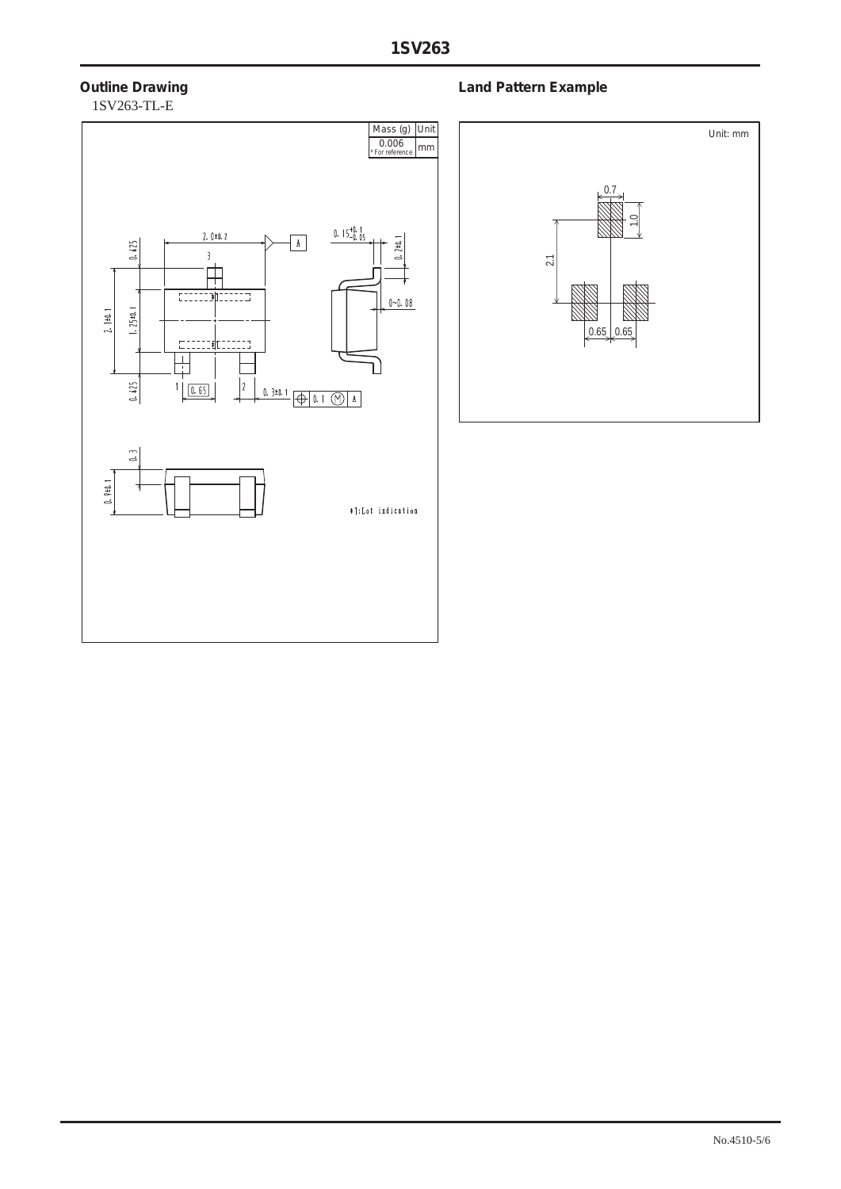## Outline Drawing

1SV263-TL-E

| Mass (g) | Unit |
| --- | --- |
| 0.006 * For reference | mm |

2.0±0.2

0.15 $^{+0.1}_{-0.05}$

0.2±0.1

0.425

2.1±0.1

1.25±0.1

0.425

0~0.08

0.65

0.3±0.1

0.1 Ⓜ A

0.3

0.9±0.1

*1:Lot indication

## Land Pattern Example

Unit: mm

0.7

1.0

2.1

0.65 | 0.65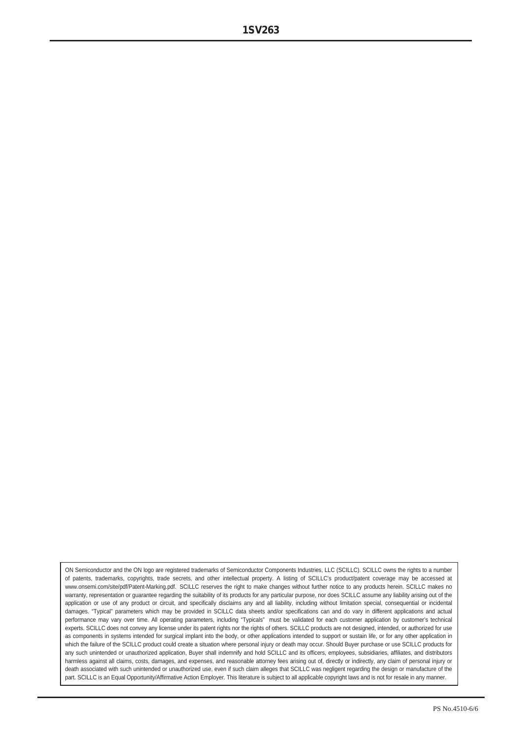ON Semiconductor and the ON logo are registered trademarks of Semiconductor Components Industries, LLC (SCILLC). SCILLC owns the rights to a number of patents, trademarks, copyrights, trade secrets, and other intellectual property. A listing of SCILLC's product/patent coverage may be accessed at www.onsemi.com/site/pdf/Patent-Marking.pdf. SCILLC reserves the right to make changes without further notice to any products herein. SCILLC makes no warranty, representation or guarantee regarding the suitability of its products for any particular purpose, nor does SCILLC assume any liability arising out of the application or use of any product or circuit, and specifically disclaims any and all liability, including without limitation special, consequential or incidental damages. "Typical" parameters which may be provided in SCILLC data sheets and/or specifications can and do vary in different applications and actual performance may vary over time. All operating parameters, including "Typicals" must be validated for each customer application by customer's technical experts. SCILLC does not convey any license under its patent rights nor the rights of others. SCILLC products are not designed, intended, or authorized for use as components in systems intended for surgical implant into the body, or other applications intended to support or sustain life, or for any other application in which the failure of the SCILLC product could create a situation where personal injury or death may occur. Should Buyer purchase or use SCILLC products for any such unintended or unauthorized application, Buyer shall indemnify and hold SCILLC and its officers, employees, subsidiaries, affiliates, and distributors harmless against all claims, costs, damages, and expenses, and reasonable attorney fees arising out of, directly or indirectly, any claim of personal injury or death associated with such unintended or unauthorized use, even if such claim alleges that SCILLC was negligent regarding the design or manufacture of the part. SCILLC is an Equal Opportunity/Affirmative Action Employer. This literature is subject to all applicable copyright laws and is not for resale in any manner.